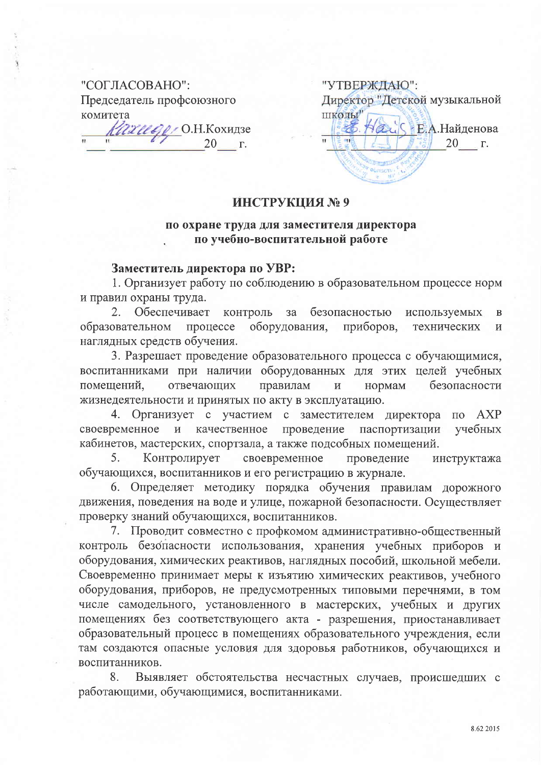"СОГЛАСОВАНО":
Председатель профсоюзного комитета
_____________ О.Н.Кохидзе
"___" _____________ 20___ г.

"УТВЕРЖДАЮ":
Директор "Детской музыкальной школы"
_____________ Е.А.Найденова
"___" _____________ 20___ г.

# ИНСТРУКЦИЯ № 9

## по охране труда для заместителя директора по учебно-воспитательной работе

**Заместитель директора по УВР:**

1. Организует работу по соблюдению в образовательном процессе норм и правил охраны труда.
2. Обеспечивает контроль за безопасностью используемых в образовательном процессе оборудования, приборов, технических и наглядных средств обучения.
3. Разрешает проведение образовательного процесса с обучающимися, воспитанниками при наличии оборудованных для этих целей учебных помещений, отвечающих правилам и нормам безопасности жизнедеятельности и принятых по акту в эксплуатацию.
4. Организует с участием с заместителем директора по АХР своевременное и качественное проведение паспортизации учебных кабинетов, мастерских, спортзала, а также подсобных помещений.
5. Контролирует своевременное проведение инструктажа обучающихся, воспитанников и его регистрацию в журнале.
6. Определяет методику порядка обучения правилам дорожного движения, поведения на воде и улице, пожарной безопасности. Осуществляет проверку знаний обучающихся, воспитанников.
7. Проводит совместно с профкомом административно-общественный контроль безопасности использования, хранения учебных приборов и оборудования, химических реактивов, наглядных пособий, школьной мебели. Своевременно принимает меры к изъятию химических реактивов, учебного оборудования, приборов, не предусмотренных типовыми перечнями, в том числе самодельного, установленного в мастерских, учебных и других помещениях без соответствующего акта - разрешения, приостанавливает образовательный процесс в помещениях образовательного учреждения, если там создаются опасные условия для здоровья работников, обучающихся и воспитанников.
8. Выявляет обстоятельства несчастных случаев, происшедших с работающими, обучающимися, воспитанниками.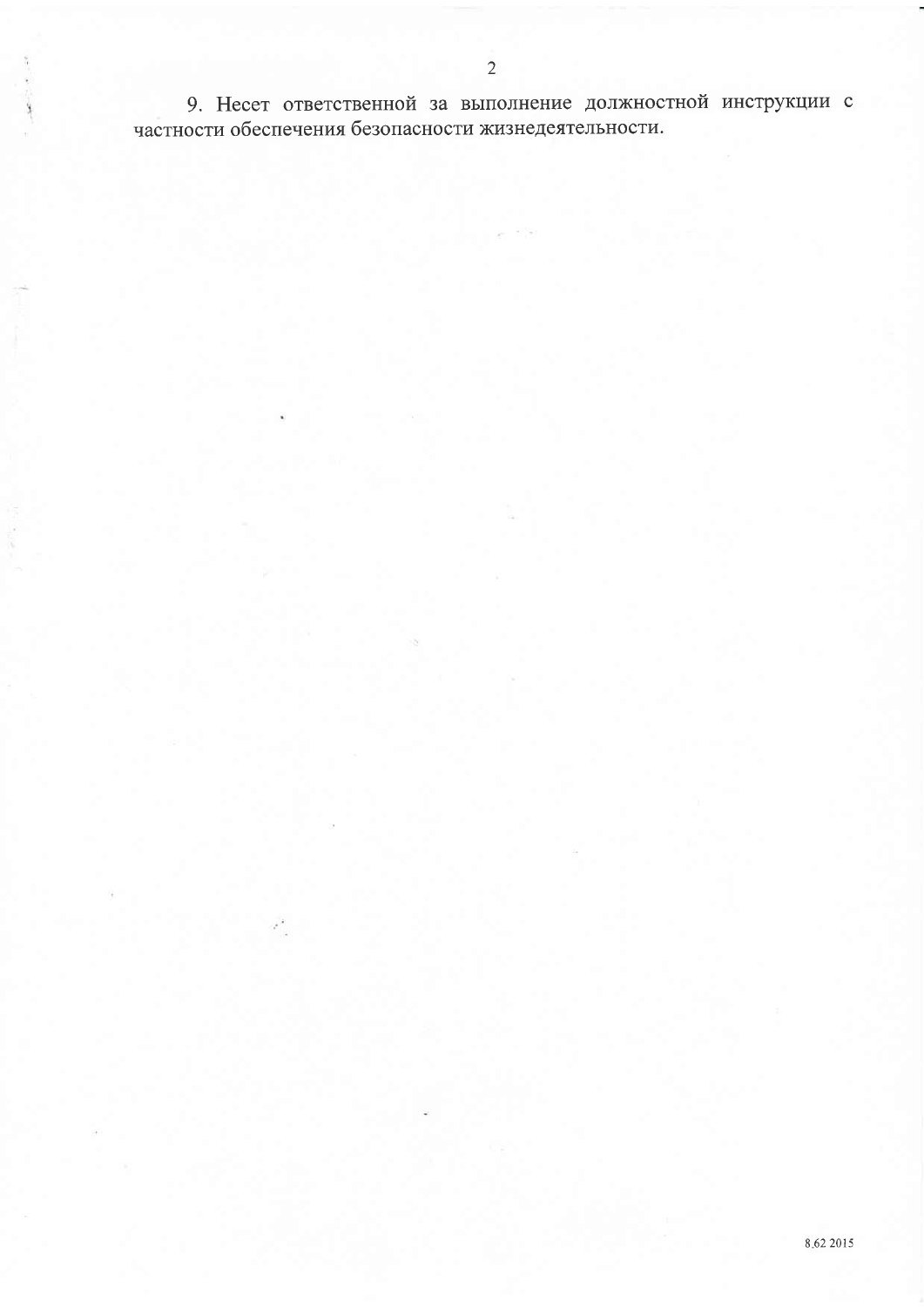9. Несет ответственной за выполнение должностной инструкции с частности обеспечения безопасности жизнедеятельности.

8.62 2015